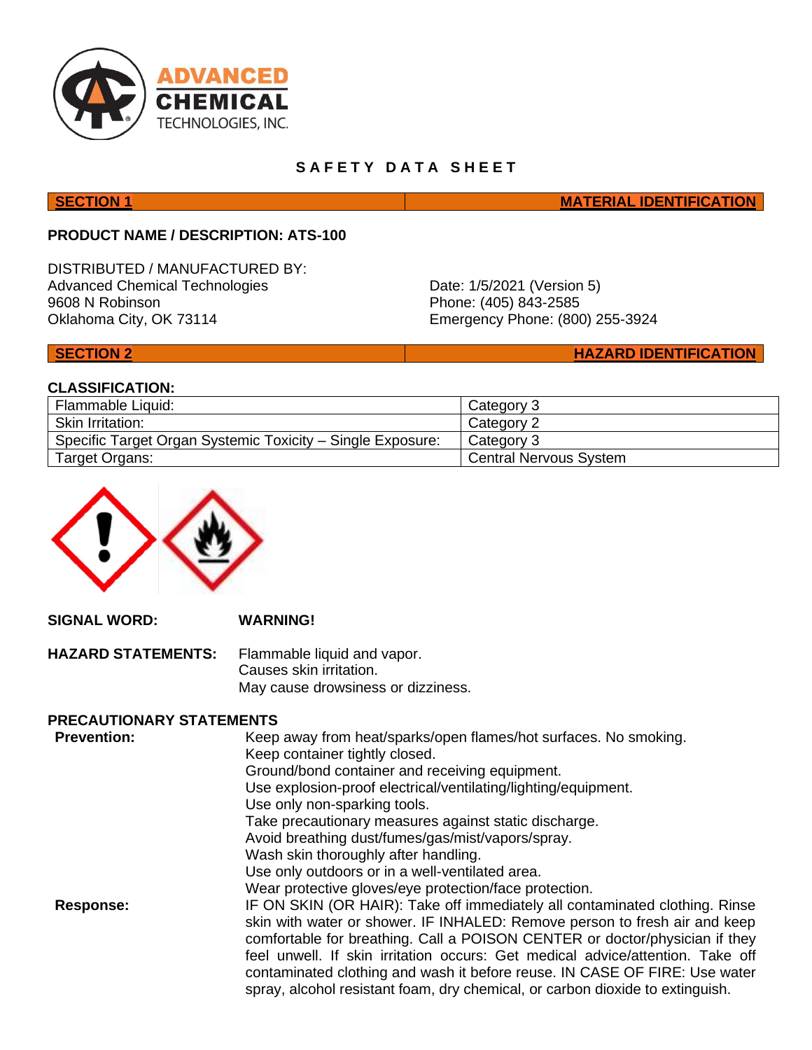# SAFETY DATA SHEET

## SECTION 1 — MATERIAL IDENTIFICATION

**PRODUCT NAME / DESCRIPTION: ATS-100**

DISTRIBUTED / MANUFACTURED BY:
Advanced Chemical Technologies
9608 N Robinson
Oklahoma City, OK 73114

Date: 1/5/2021 (Version 5)
Phone: (405) 843-2585
Emergency Phone: (800) 255-3924

## SECTION 2 — HAZARD IDENTIFICATION

**CLASSIFICATION:**

| | |
|---|---|
| Flammable Liquid: | Category 3 |
| Skin Irritation: | Category 2 |
| Specific Target Organ Systemic Toxicity – Single Exposure: | Category 3 |
| Target Organs: | Central Nervous System |

**SIGNAL WORD:** **WARNING!**

**HAZARD STATEMENTS:**
Flammable liquid and vapor.
Causes skin irritation.
May cause drowsiness or dizziness.

**PRECAUTIONARY STATEMENTS**

**Prevention:**
Keep away from heat/sparks/open flames/hot surfaces. No smoking.
Keep container tightly closed.
Ground/bond container and receiving equipment.
Use explosion-proof electrical/ventilating/lighting/equipment.
Use only non-sparking tools.
Take precautionary measures against static discharge.
Avoid breathing dust/fumes/gas/mist/vapors/spray.
Wash skin thoroughly after handling.
Use only outdoors or in a well-ventilated area.
Wear protective gloves/eye protection/face protection.

**Response:**
IF ON SKIN (OR HAIR): Take off immediately all contaminated clothing. Rinse skin with water or shower. IF INHALED: Remove person to fresh air and keep comfortable for breathing. Call a POISON CENTER or doctor/physician if they feel unwell. If skin irritation occurs: Get medical advice/attention. Take off contaminated clothing and wash it before reuse. IN CASE OF FIRE: Use water spray, alcohol resistant foam, dry chemical, or carbon dioxide to extinguish.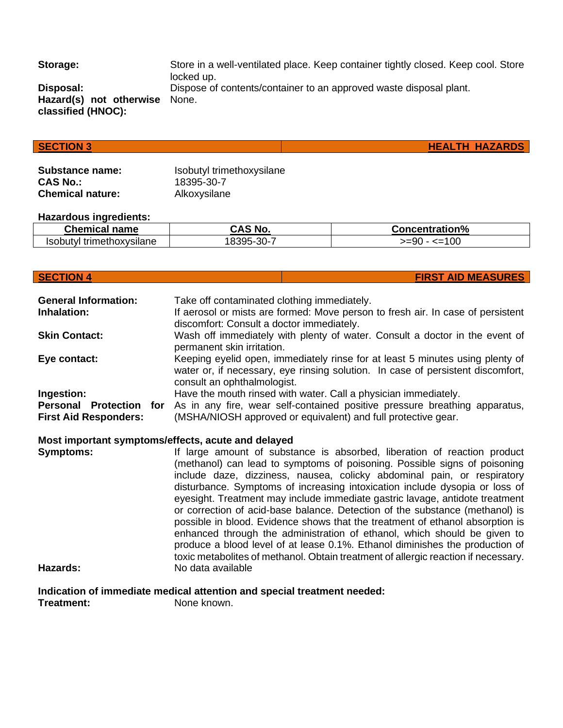**Storage:** Store in a well-ventilated place. Keep container tightly closed. Keep cool. Store locked up.

**Disposal:** Dispose of contents/container to an approved waste disposal plant.

**Hazard(s) not otherwise classified (HNOC):** None.

## SECTION 3 — HEALTH HAZARDS

**Substance name:** Isobutyl trimethoxysilane
**CAS No.:** 18395-30-7
**Chemical nature:** Alkoxysilane

**Hazardous ingredients:**

| Chemical name | CAS No. | Concentration% |
|---|---|---|
| Isobutyl trimethoxysilane | 18395-30-7 | >=90 - <=100 |

## SECTION 4 — FIRST AID MEASURES

**General Information:** Take off contaminated clothing immediately.

**Inhalation:** If aerosol or mists are formed: Move person to fresh air. In case of persistent discomfort: Consult a doctor immediately.

**Skin Contact:** Wash off immediately with plenty of water. Consult a doctor in the event of permanent skin irritation.

**Eye contact:** Keeping eyelid open, immediately rinse for at least 5 minutes using plenty of water or, if necessary, eye rinsing solution. In case of persistent discomfort, consult an ophthalmologist.

**Ingestion:** Have the mouth rinsed with water. Call a physician immediately.

**Personal Protection for First Aid Responders:** As in any fire, wear self-contained positive pressure breathing apparatus, (MSHA/NIOSH approved or equivalent) and full protective gear.

**Most important symptoms/effects, acute and delayed**

**Symptoms:** If large amount of substance is absorbed, liberation of reaction product (methanol) can lead to symptoms of poisoning. Possible signs of poisoning include daze, dizziness, nausea, colicky abdominal pain, or respiratory disturbance. Symptoms of increasing intoxication include dysopia or loss of eyesight. Treatment may include immediate gastric lavage, antidote treatment or correction of acid-base balance. Detection of the substance (methanol) is possible in blood. Evidence shows that the treatment of ethanol absorption is enhanced through the administration of ethanol, which should be given to produce a blood level of at lease 0.1%. Ethanol diminishes the production of toxic metabolites of methanol. Obtain treatment of allergic reaction if necessary.

**Hazards:** No data available

**Indication of immediate medical attention and special treatment needed:**

**Treatment:** None known.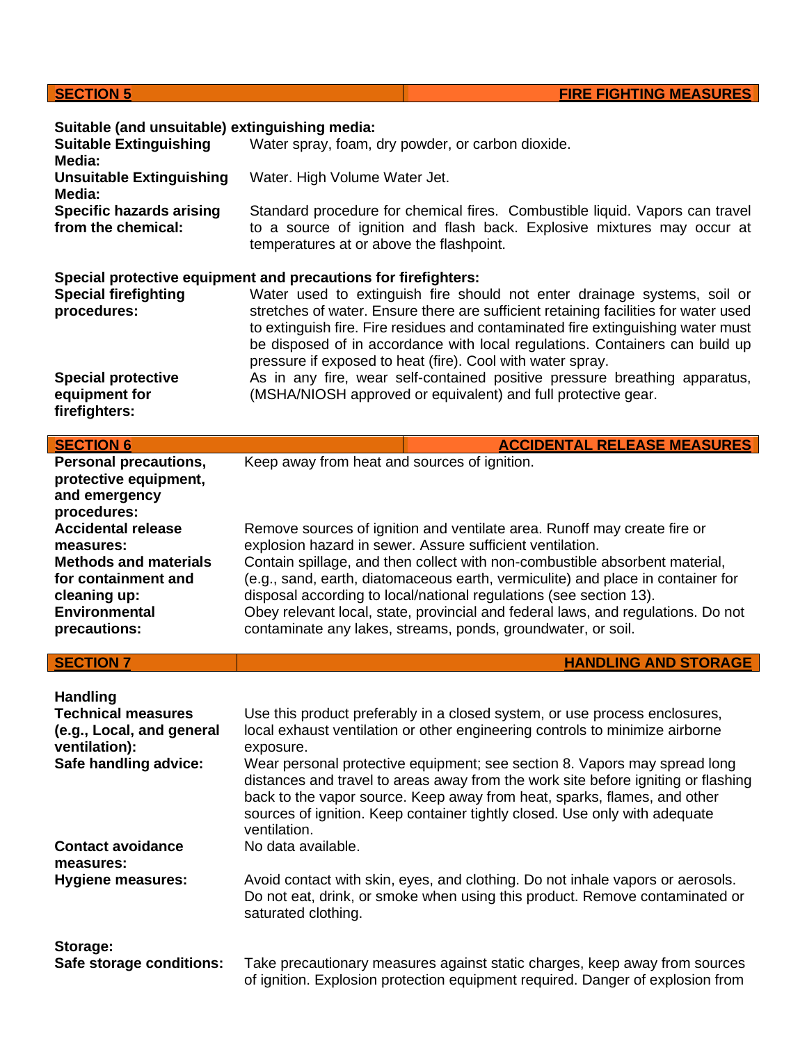## SECTION 5 — FIRE FIGHTING MEASURES

**Suitable (and unsuitable) extinguishing media:**

**Suitable Extinguishing Media:** Water spray, foam, dry powder, or carbon dioxide.

**Unsuitable Extinguishing Media:** Water. High Volume Water Jet.

**Specific hazards arising from the chemical:** Standard procedure for chemical fires. Combustible liquid. Vapors can travel to a source of ignition and flash back. Explosive mixtures may occur at temperatures at or above the flashpoint.

**Special protective equipment and precautions for firefighters:**

**Special firefighting procedures:** Water used to extinguish fire should not enter drainage systems, soil or stretches of water. Ensure there are sufficient retaining facilities for water used to extinguish fire. Fire residues and contaminated fire extinguishing water must be disposed of in accordance with local regulations. Containers can build up pressure if exposed to heat (fire). Cool with water spray.

**Special protective equipment for firefighters:** As in any fire, wear self-contained positive pressure breathing apparatus, (MSHA/NIOSH approved or equivalent) and full protective gear.

## SECTION 6 — ACCIDENTAL RELEASE MEASURES

**Personal precautions, protective equipment, and emergency procedures:** Keep away from heat and sources of ignition.

**Accidental release measures:** Remove sources of ignition and ventilate area. Runoff may create fire or explosion hazard in sewer. Assure sufficient ventilation.

**Methods and materials for containment and cleaning up:** Contain spillage, and then collect with non-combustible absorbent material, (e.g., sand, earth, diatomaceous earth, vermiculite) and place in container for disposal according to local/national regulations (see section 13).

**Environmental precautions:** Obey relevant local, state, provincial and federal laws, and regulations. Do not contaminate any lakes, streams, ponds, groundwater, or soil.

## SECTION 7 — HANDLING AND STORAGE

**Handling**

**Technical measures (e.g., Local, and general ventilation):** Use this product preferably in a closed system, or use process enclosures, local exhaust ventilation or other engineering controls to minimize airborne exposure.

**Safe handling advice:** Wear personal protective equipment; see section 8. Vapors may spread long distances and travel to areas away from the work site before igniting or flashing back to the vapor source. Keep away from heat, sparks, flames, and other sources of ignition. Keep container tightly closed. Use only with adequate ventilation.

**Contact avoidance measures:** No data available.

**Hygiene measures:** Avoid contact with skin, eyes, and clothing. Do not inhale vapors or aerosols. Do not eat, drink, or smoke when using this product. Remove contaminated or saturated clothing.

**Storage:**

**Safe storage conditions:** Take precautionary measures against static charges, keep away from sources of ignition. Explosion protection equipment required. Danger of explosion from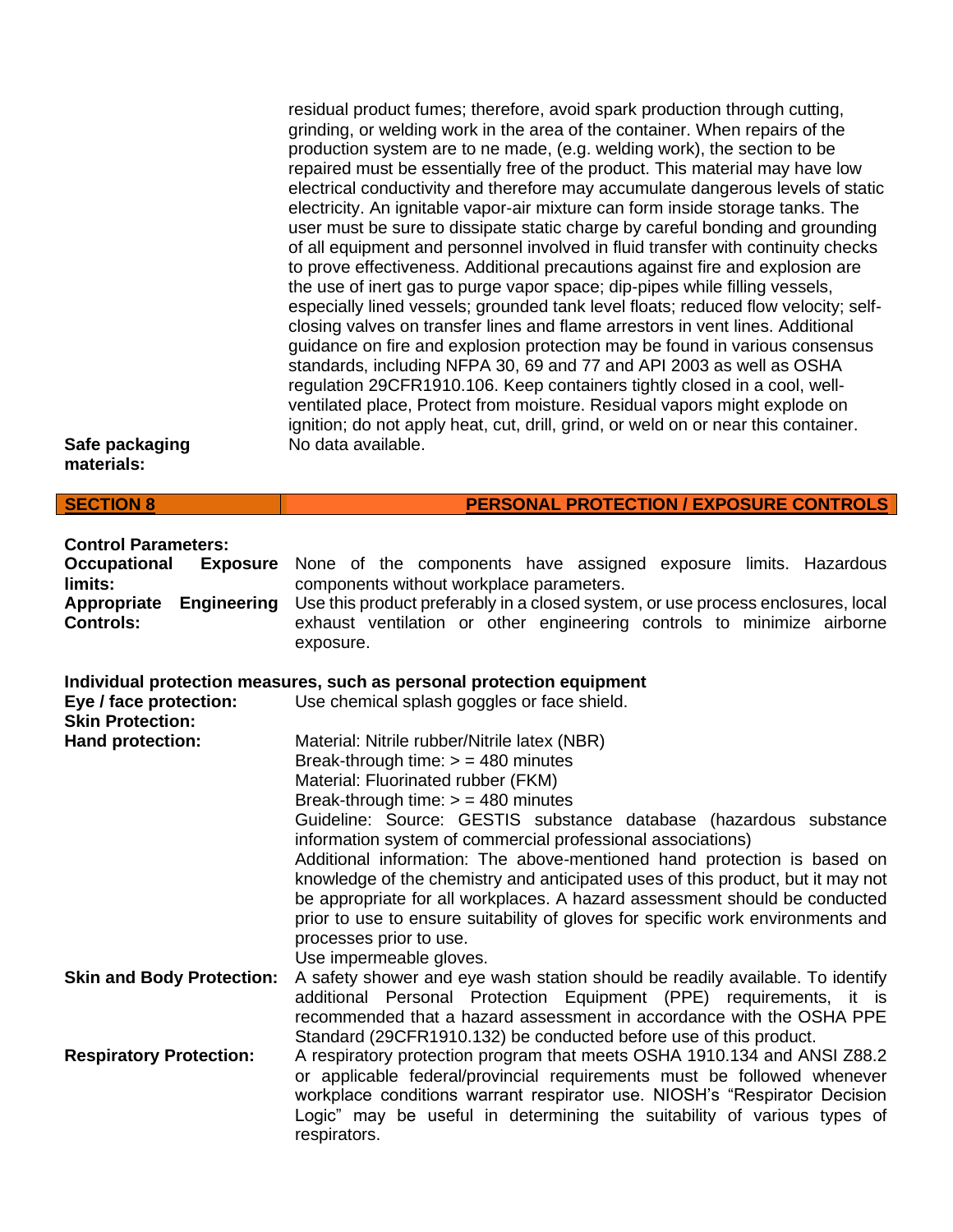residual product fumes; therefore, avoid spark production through cutting, grinding, or welding work in the area of the container. When repairs of the production system are to ne made, (e.g. welding work), the section to be repaired must be essentially free of the product. This material may have low electrical conductivity and therefore may accumulate dangerous levels of static electricity. An ignitable vapor-air mixture can form inside storage tanks. The user must be sure to dissipate static charge by careful bonding and grounding of all equipment and personnel involved in fluid transfer with continuity checks to prove effectiveness. Additional precautions against fire and explosion are the use of inert gas to purge vapor space; dip-pipes while filling vessels, especially lined vessels; grounded tank level floats; reduced flow velocity; self-closing valves on transfer lines and flame arrestors in vent lines. Additional guidance on fire and explosion protection may be found in various consensus standards, including NFPA 30, 69 and 77 and API 2003 as well as OSHA regulation 29CFR1910.106. Keep containers tightly closed in a cool, well-ventilated place, Protect from moisture. Residual vapors might explode on ignition; do not apply heat, cut, drill, grind, or weld on or near this container.

**Safe packaging materials:** No data available.

## SECTION 8 PERSONAL PROTECTION / EXPOSURE CONTROLS

**Control Parameters:**

**Occupational Exposure limits:** None of the components have assigned exposure limits. Hazardous components without workplace parameters.

**Appropriate Engineering Controls:** Use this product preferably in a closed system, or use process enclosures, local exhaust ventilation or other engineering controls to minimize airborne exposure.

**Individual protection measures, such as personal protection equipment**

**Eye / face protection:** Use chemical splash goggles or face shield.

**Skin Protection:**

**Hand protection:**
Material: Nitrile rubber/Nitrile latex (NBR)
Break-through time: > = 480 minutes
Material: Fluorinated rubber (FKM)
Break-through time: > = 480 minutes
Guideline: Source: GESTIS substance database (hazardous substance information system of commercial professional associations)
Additional information: The above-mentioned hand protection is based on knowledge of the chemistry and anticipated uses of this product, but it may not be appropriate for all workplaces. A hazard assessment should be conducted prior to use to ensure suitability of gloves for specific work environments and processes prior to use.
Use impermeable gloves.

**Skin and Body Protection:** A safety shower and eye wash station should be readily available. To identify additional Personal Protection Equipment (PPE) requirements, it is recommended that a hazard assessment in accordance with the OSHA PPE Standard (29CFR1910.132) be conducted before use of this product.

**Respiratory Protection:** A respiratory protection program that meets OSHA 1910.134 and ANSI Z88.2 or applicable federal/provincial requirements must be followed whenever workplace conditions warrant respirator use. NIOSH's "Respirator Decision Logic" may be useful in determining the suitability of various types of respirators.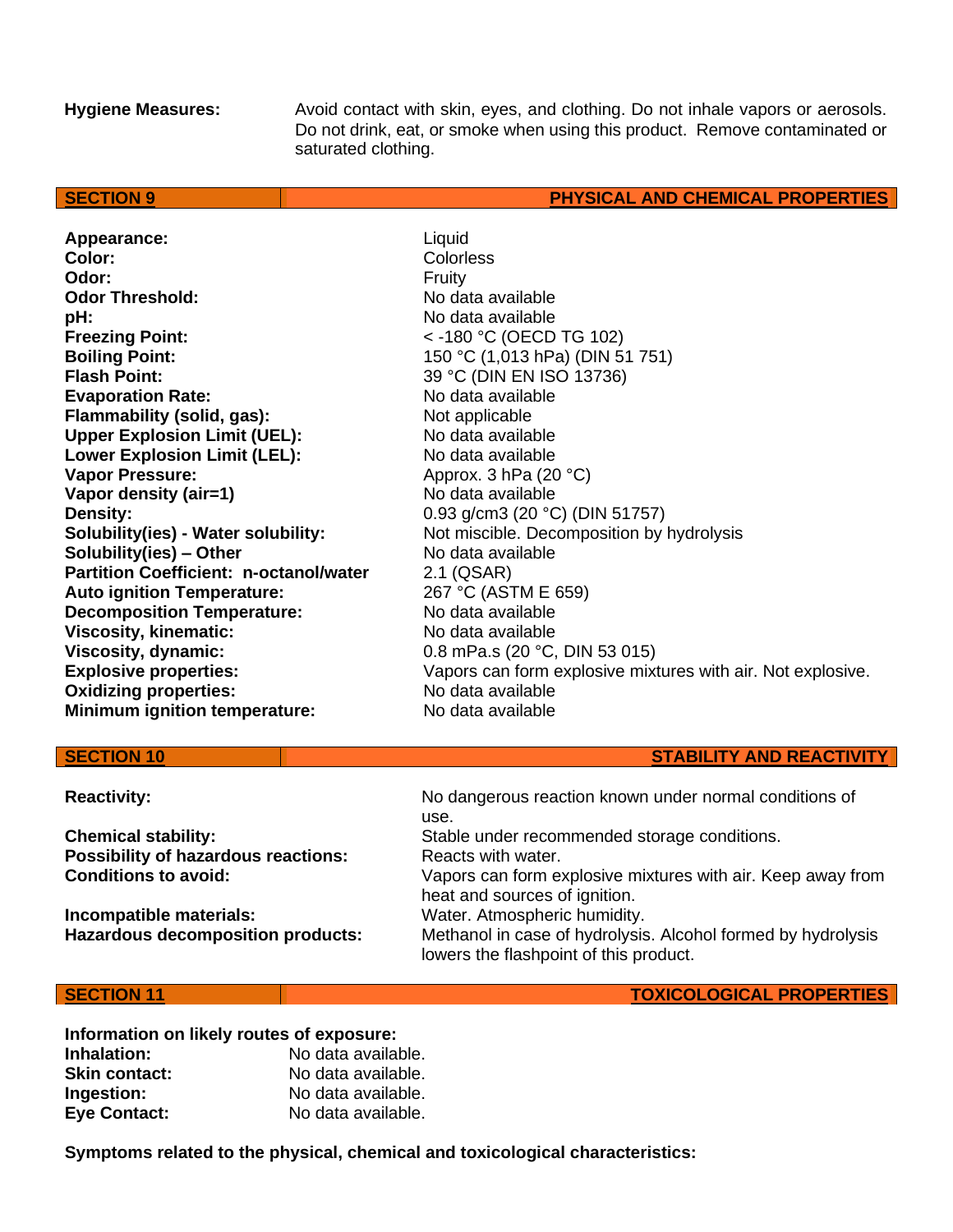**Hygiene Measures:** Avoid contact with skin, eyes, and clothing. Do not inhale vapors or aerosols. Do not drink, eat, or smoke when using this product. Remove contaminated or saturated clothing.

## SECTION 9 — PHYSICAL AND CHEMICAL PROPERTIES

| | |
|---|---|
| **Appearance:** | Liquid |
| **Color:** | Colorless |
| **Odor:** | Fruity |
| **Odor Threshold:** | No data available |
| **pH:** | No data available |
| **Freezing Point:** | < -180 °C (OECD TG 102) |
| **Boiling Point:** | 150 °C (1,013 hPa) (DIN 51 751) |
| **Flash Point:** | 39 °C (DIN EN ISO 13736) |
| **Evaporation Rate:** | No data available |
| **Flammability (solid, gas):** | Not applicable |
| **Upper Explosion Limit (UEL):** | No data available |
| **Lower Explosion Limit (LEL):** | No data available |
| **Vapor Pressure:** | Approx. 3 hPa (20 °C) |
| **Vapor density (air=1)** | No data available |
| **Density:** | 0.93 g/cm3 (20 °C) (DIN 51757) |
| **Solubility(ies) - Water solubility:** | Not miscible. Decomposition by hydrolysis |
| **Solubility(ies) – Other** | No data available |
| **Partition Coefficient: n-octanol/water** | 2.1 (QSAR) |
| **Auto ignition Temperature:** | 267 °C (ASTM E 659) |
| **Decomposition Temperature:** | No data available |
| **Viscosity, kinematic:** | No data available |
| **Viscosity, dynamic:** | 0.8 mPa.s (20 °C, DIN 53 015) |
| **Explosive properties:** | Vapors can form explosive mixtures with air. Not explosive. |
| **Oxidizing properties:** | No data available |
| **Minimum ignition temperature:** | No data available |

## SECTION 10 — STABILITY AND REACTIVITY

| | |
|---|---|
| **Reactivity:** | No dangerous reaction known under normal conditions of use. |
| **Chemical stability:** | Stable under recommended storage conditions. |
| **Possibility of hazardous reactions:** | Reacts with water. |
| **Conditions to avoid:** | Vapors can form explosive mixtures with air. Keep away from heat and sources of ignition. |
| **Incompatible materials:** | Water. Atmospheric humidity. |
| **Hazardous decomposition products:** | Methanol in case of hydrolysis. Alcohol formed by hydrolysis lowers the flashpoint of this product. |

## SECTION 11 — TOXICOLOGICAL PROPERTIES

**Information on likely routes of exposure:**

| | |
|---|---|
| **Inhalation:** | No data available. |
| **Skin contact:** | No data available. |
| **Ingestion:** | No data available. |
| **Eye Contact:** | No data available. |

**Symptoms related to the physical, chemical and toxicological characteristics:**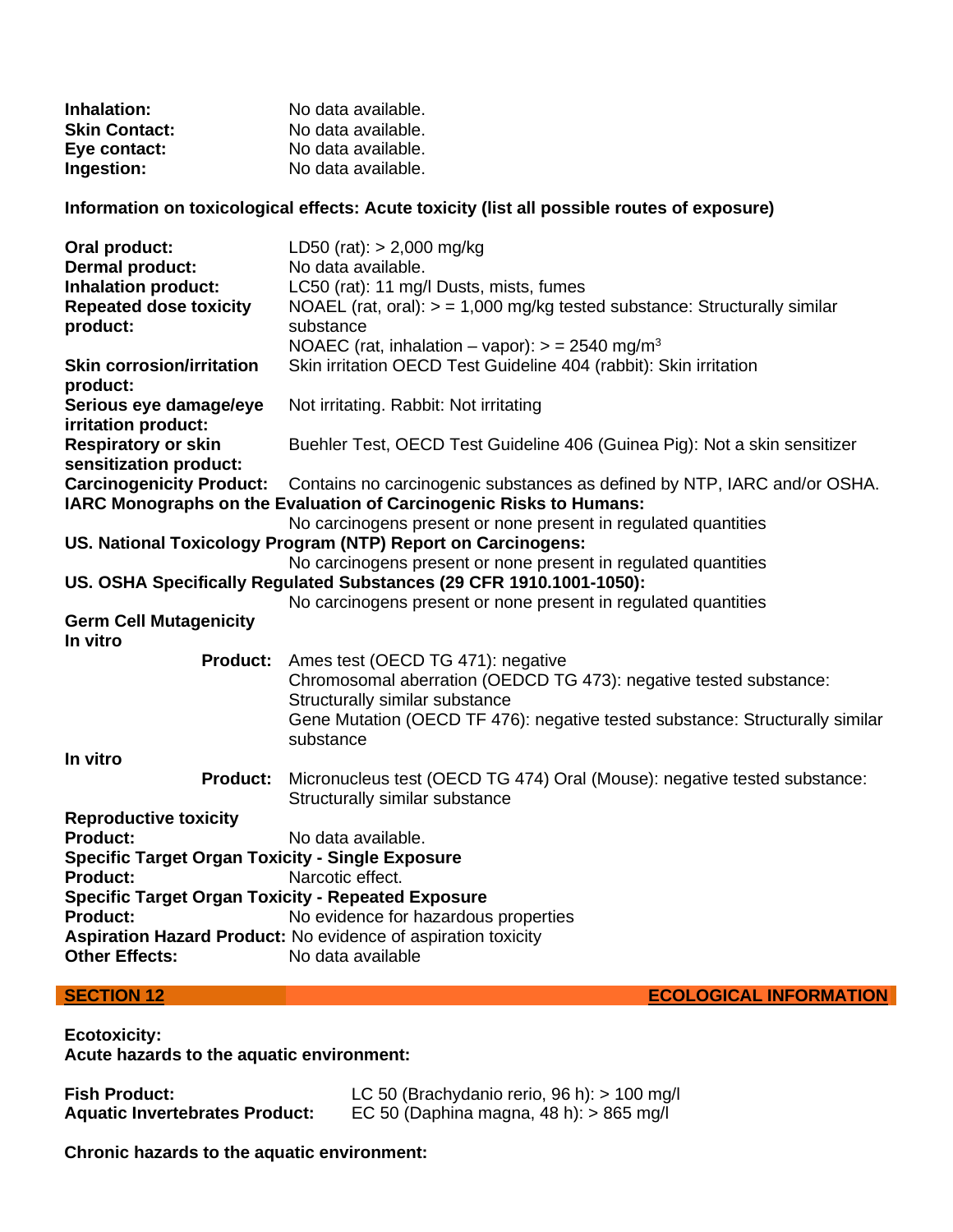| | |
|---|---|
| **Inhalation:** | No data available. |
| **Skin Contact:** | No data available. |
| **Eye contact:** | No data available. |
| **Ingestion:** | No data available. |

**Information on toxicological effects: Acute toxicity (list all possible routes of exposure)**

| | |
|---|---|
| **Oral product:** | LD50 (rat): > 2,000 mg/kg |
| **Dermal product:** | No data available. |
| **Inhalation product:** | LC50 (rat): 11 mg/l Dusts, mists, fumes |
| **Repeated dose toxicity product:** | NOAEL (rat, oral): > = 1,000 mg/kg tested substance: Structurally similar substance<br>NOAEC (rat, inhalation – vapor): > = 2540 mg/m$^3$ |
| **Skin corrosion/irritation product:** | Skin irritation OECD Test Guideline 404 (rabbit): Skin irritation |
| **Serious eye damage/eye irritation product:** | Not irritating. Rabbit: Not irritating |
| **Respiratory or skin sensitization product:** | Buehler Test, OECD Test Guideline 406 (Guinea Pig): Not a skin sensitizer |
| **Carcinogenicity Product:** | Contains no carcinogenic substances as defined by NTP, IARC and/or OSHA. |

**IARC Monographs on the Evaluation of Carcinogenic Risks to Humans:**

No carcinogens present or none present in regulated quantities

**US. National Toxicology Program (NTP) Report on Carcinogens:**

No carcinogens present or none present in regulated quantities

**US. OSHA Specifically Regulated Substances (29 CFR 1910.1001-1050):**

No carcinogens present or none present in regulated quantities

**Germ Cell Mutagenicity**

**In vitro**

**Product:** Ames test (OECD TG 471): negative
Chromosomal aberration (OEDCD TG 473): negative tested substance: Structurally similar substance
Gene Mutation (OECD TF 476): negative tested substance: Structurally similar substance

**In vitro**

**Product:** Micronucleus test (OECD TG 474) Oral (Mouse): negative tested substance: Structurally similar substance

**Reproductive toxicity**

**Product:** No data available.

**Specific Target Organ Toxicity - Single Exposure**

**Product:** Narcotic effect.

**Specific Target Organ Toxicity - Repeated Exposure**

**Product:** No evidence for hazardous properties

**Aspiration Hazard Product:** No evidence of aspiration toxicity

**Other Effects:** No data available

## SECTION 12 ECOLOGICAL INFORMATION

**Ecotoxicity:**

**Acute hazards to the aquatic environment:**

| | |
|---|---|
| **Fish Product:** | LC 50 (Brachydanio rerio, 96 h): > 100 mg/l |
| **Aquatic Invertebrates Product:** | EC 50 (Daphina magna, 48 h): > 865 mg/l |

**Chronic hazards to the aquatic environment:**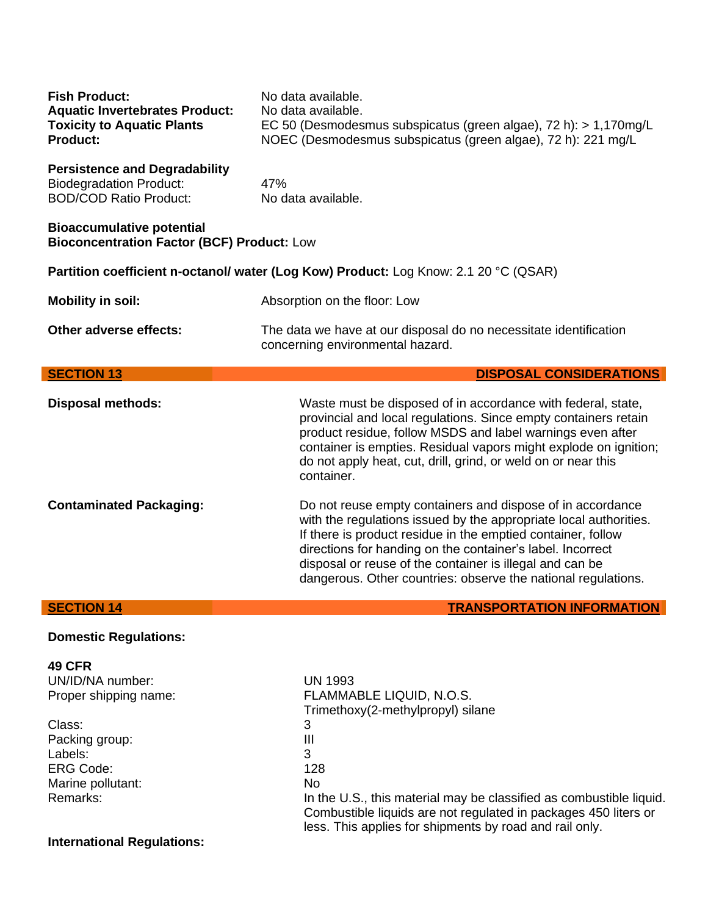**Fish Product:** No data available.

**Aquatic Invertebrates Product:** No data available.

**Toxicity to Aquatic Plants Product:**
EC 50 (Desmodesmus subspicatus (green algae), 72 h): > 1,170mg/L
NOEC (Desmodesmus subspicatus (green algae), 72 h): 221 mg/L

**Persistence and Degradability**

Biodegradation Product: 47%

BOD/COD Ratio Product: No data available.

**Bioaccumulative potential**

**Bioconcentration Factor (BCF) Product:** Low

**Partition coefficient n-octanol/ water (Log Kow) Product:** Log Know: 2.1 20 °C (QSAR)

**Mobility in soil:** Absorption on the floor: Low

**Other adverse effects:** The data we have at our disposal do no necessitate identification concerning environmental hazard.

## SECTION 13 — DISPOSAL CONSIDERATIONS

**Disposal methods:** Waste must be disposed of in accordance with federal, state, provincial and local regulations. Since empty containers retain product residue, follow MSDS and label warnings even after container is empties. Residual vapors might explode on ignition; do not apply heat, cut, drill, grind, or weld on or near this container.

**Contaminated Packaging:** Do not reuse empty containers and dispose of in accordance with the regulations issued by the appropriate local authorities. If there is product residue in the emptied container, follow directions for handing on the container's label. Incorrect disposal or reuse of the container is illegal and can be dangerous. Other countries: observe the national regulations.

## SECTION 14 — TRANSPORTATION INFORMATION

**Domestic Regulations:**

**49 CFR**

UN/ID/NA number: UN 1993

Proper shipping name: FLAMMABLE LIQUID, N.O.S. Trimethoxy(2-methylpropyl) silane

Class: 3

Packing group: III

Labels: 3

ERG Code: 128

Marine pollutant: No

Remarks: In the U.S., this material may be classified as combustible liquid. Combustible liquids are not regulated in packages 450 liters or less. This applies for shipments by road and rail only.

**International Regulations:**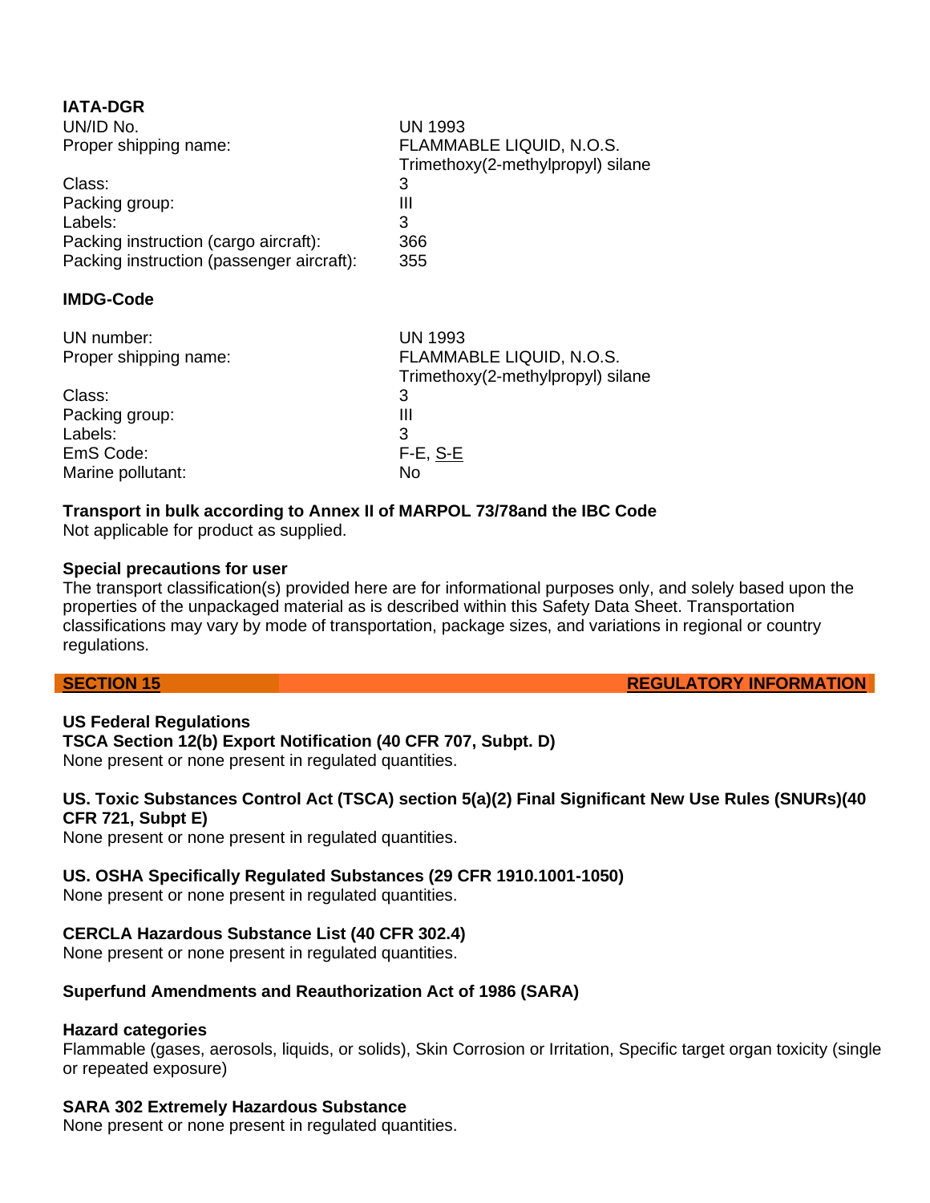**IATA-DGR**

| | |
|---|---|
| UN/ID No. | UN 1993 |
| Proper shipping name: | FLAMMABLE LIQUID, N.O.S. Trimethoxy(2-methylpropyl) silane |
| Class: | 3 |
| Packing group: | III |
| Labels: | 3 |
| Packing instruction (cargo aircraft): | 366 |
| Packing instruction (passenger aircraft): | 355 |

**IMDG-Code**

| | |
|---|---|
| UN number: | UN 1993 |
| Proper shipping name: | FLAMMABLE LIQUID, N.O.S. Trimethoxy(2-methylpropyl) silane |
| Class: | 3 |
| Packing group: | III |
| Labels: | 3 |
| EmS Code: | F-E, S-E |
| Marine pollutant: | No |

**Transport in bulk according to Annex II of MARPOL 73/78and the IBC Code**
Not applicable for product as supplied.

**Special precautions for user**
The transport classification(s) provided here are for informational purposes only, and solely based upon the properties of the unpackaged material as is described within this Safety Data Sheet. Transportation classifications may vary by mode of transportation, package sizes, and variations in regional or country regulations.

## SECTION 15 REGULATORY INFORMATION

**US Federal Regulations**
**TSCA Section 12(b) Export Notification (40 CFR 707, Subpt. D)**
None present or none present in regulated quantities.

**US. Toxic Substances Control Act (TSCA) section 5(a)(2) Final Significant New Use Rules (SNURs)(40 CFR 721, Subpt E)**
None present or none present in regulated quantities.

**US. OSHA Specifically Regulated Substances (29 CFR 1910.1001-1050)**
None present or none present in regulated quantities.

**CERCLA Hazardous Substance List (40 CFR 302.4)**
None present or none present in regulated quantities.

**Superfund Amendments and Reauthorization Act of 1986 (SARA)**

**Hazard categories**
Flammable (gases, aerosols, liquids, or solids), Skin Corrosion or Irritation, Specific target organ toxicity (single or repeated exposure)

**SARA 302 Extremely Hazardous Substance**
None present or none present in regulated quantities.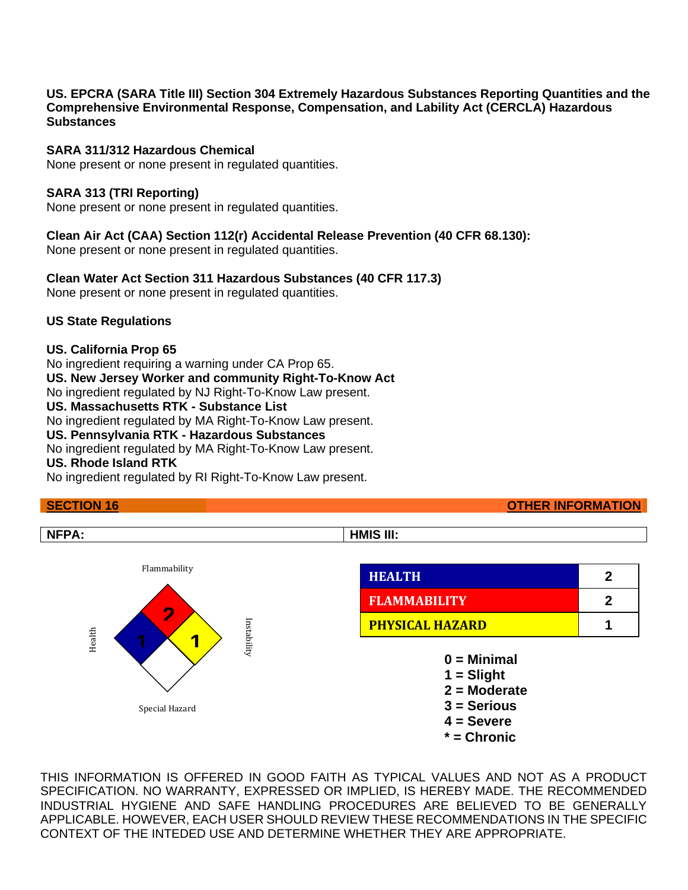**US. EPCRA (SARA Title III) Section 304 Extremely Hazardous Substances Reporting Quantities and the Comprehensive Environmental Response, Compensation, and Lability Act (CERCLA) Hazardous Substances**

**SARA 311/312 Hazardous Chemical**
None present or none present in regulated quantities.

**SARA 313 (TRI Reporting)**
None present or none present in regulated quantities.

**Clean Air Act (CAA) Section 112(r) Accidental Release Prevention (40 CFR 68.130):**
None present or none present in regulated quantities.

**Clean Water Act Section 311 Hazardous Substances (40 CFR 117.3)**
None present or none present in regulated quantities.

**US State Regulations**

**US. California Prop 65**
No ingredient requiring a warning under CA Prop 65.
**US. New Jersey Worker and community Right-To-Know Act**
No ingredient regulated by NJ Right-To-Know Law present.
**US. Massachusetts RTK - Substance List**
No ingredient regulated by MA Right-To-Know Law present.
**US. Pennsylvania RTK - Hazardous Substances**
No ingredient regulated by MA Right-To-Know Law present.
**US. Rhode Island RTK**
No ingredient regulated by RI Right-To-Know Law present.

## SECTION 16 OTHER INFORMATION

**NFPA:**

Flammability: 2
Health: 1
Instability: 1
Special Hazard:

**HMIS III:**

| | |
|---|---|
| HEALTH | 2 |
| FLAMMABILITY | 2 |
| PHYSICAL HAZARD | 1 |

0 = Minimal
1 = Slight
2 = Moderate
3 = Serious
4 = Severe
* = Chronic

THIS INFORMATION IS OFFERED IN GOOD FAITH AS TYPICAL VALUES AND NOT AS A PRODUCT SPECIFICATION. NO WARRANTY, EXPRESSED OR IMPLIED, IS HEREBY MADE. THE RECOMMENDED INDUSTRIAL HYGIENE AND SAFE HANDLING PROCEDURES ARE BELIEVED TO BE GENERALLY APPLICABLE. HOWEVER, EACH USER SHOULD REVIEW THESE RECOMMENDATIONS IN THE SPECIFIC CONTEXT OF THE INTEDED USE AND DETERMINE WHETHER THEY ARE APPROPRIATE.